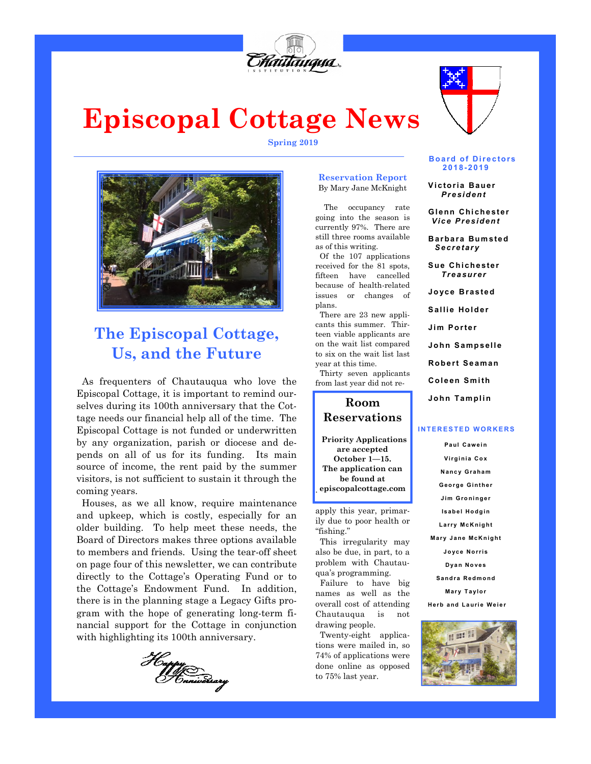# Episcopal Cottage News

**Spring 2019**

## The Episcopal Cottage, Us, and the Future

As frequenters of Chautauqua who love the Episcopal Cottage, it is important to remind ourselves during its 100th anniversary that the Cottage needs our financial help all of the time. The Episcopal Cottage is not funded or underwritten by any organization, parish or diocese and depends on all of us for its funding. Its main source of income, the rent paid by the summer visitors, is not sufficient to sustain it through the coming years.

Houses, as we all know, require maintenance and upkeep, which is costly, especially for an older building. To help meet these needs, the Board of Directors makes three options available to members and friends. Using the tear-off sheet on page four of this newsletter, we can contribute directly to the Cottage's Operating Fund or to the Cottage's Endowment Fund. In addition, there is in the planning stage a Legacy Gifts program with the hope of generating long-term financial support for the Cottage in conjunction with highlighting its 100th anniversary.

*Happy Anniversary*

### Reservation Report

By Mary Jane McKnight

The occupancy rate going into the season is currently 97%. There are still three rooms available as of this writing.

Of the 107 applications received for the 81 spots, fifteen have cancelled because of health-related issues or changes of plans.

There are 23 new applicants this summer. Thirteen viable applicants are on the wait list compared to six on the wait list last year at this time.

Thirty seven applicants from last year did not reapply this year, primarily due to poor health or "fishing."

This irregularity may also be due, in part, to a problem with Chautauqua's programming.

Failure to have big names as well as the overall cost of attending Chautauqua is not drawing people.

Twenty-eight applications were mailed in, so 74% of applications were done online as opposed to 75% last year.

> **Room Reservations**
>
> **Priority Applications are accepted October 1—15. The application can be found at episcopalcottage.com**

### Board of Directors 2018-2019

- Victoria Bauer, *President*
- Glenn Chichester, *Vice President*
- Barbara Bumsted, *Secretary*
- Sue Chichester, *Treasurer*
- Joyce Brasted
- Sallie Holder
- Jim Porter
- John Sampselle
- Robert Seaman
- Coleen Smith
- John Tamplin

### INTERESTED WORKERS

- Paul Cawein
- Virginia Cox
- Nancy Graham
- George Ginther
- Jim Groninger
- Isabel Hodgin
- Larry McKnight
- Mary Jane McKnight
- Joyce Norris
- Dyan Noves
- Sandra Redmond
- Mary Taylor
- Herb and Laurie Weier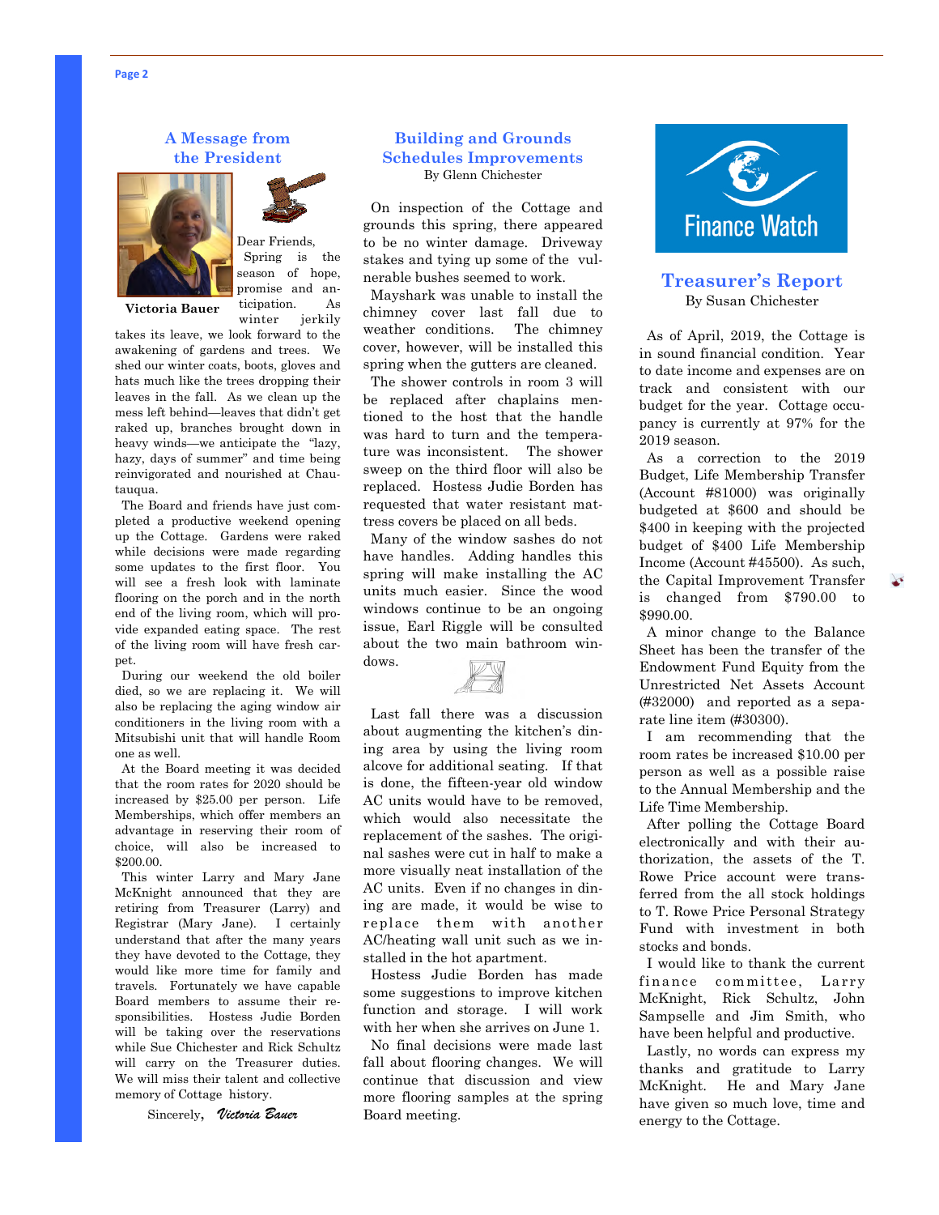## A Message from the President

**Victoria Bauer**

Dear Friends,

Spring is the season of hope, promise and anticipation. As winter jerkily takes its leave, we look forward to the awakening of gardens and trees. We shed our winter coats, boots, gloves and hats much like the trees dropping their leaves in the fall. As we clean up the mess left behind—leaves that didn't get raked up, branches brought down in heavy winds—we anticipate the "lazy, hazy, days of summer" and time being reinvigorated and nourished at Chautauqua.

The Board and friends have just completed a productive weekend opening up the Cottage. Gardens were raked while decisions were made regarding some updates to the first floor. You will see a fresh look with laminate flooring on the porch and in the north end of the living room, which will provide expanded eating space. The rest of the living room will have fresh carpet.

During our weekend the old boiler died, so we are replacing it. We will also be replacing the aging window air conditioners in the living room with a Mitsubishi unit that will handle Room one as well.

At the Board meeting it was decided that the room rates for 2020 should be increased by $25.00 per person. Life Memberships, which offer members an advantage in reserving their room of choice, will also be increased to $200.00.

This winter Larry and Mary Jane McKnight announced that they are retiring from Treasurer (Larry) and Registrar (Mary Jane). I certainly understand that after the many years they have devoted to the Cottage, they would like more time for family and travels. Fortunately we have capable Board members to assume their responsibilities. Hostess Judie Borden will be taking over the reservations while Sue Chichester and Rick Schultz will carry on the Treasurer duties. We will miss their talent and collective memory of Cottage history.

Sincerely, *Victoria Bauer*

## Building and Grounds Schedules Improvements

By Glenn Chichester

On inspection of the Cottage and grounds this spring, there appeared to be no winter damage. Driveway stakes and tying up some of the vulnerable bushes seemed to work.

Mayshark was unable to install the chimney cover last fall due to weather conditions. The chimney cover, however, will be installed this spring when the gutters are cleaned.

The shower controls in room 3 will be replaced after chaplains mentioned to the host that the handle was hard to turn and the temperature was inconsistent. The shower sweep on the third floor will also be replaced. Hostess Judie Borden has requested that water resistant mattress covers be placed on all beds.

Many of the window sashes do not have handles. Adding handles this spring will make installing the AC units much easier. Since the wood windows continue to be an ongoing issue, Earl Riggle will be consulted about the two main bathroom windows.

Last fall there was a discussion about augmenting the kitchen's dining area by using the living room alcove for additional seating. If that is done, the fifteen-year old window AC units would have to be removed, which would also necessitate the replacement of the sashes. The original sashes were cut in half to make a more visually neat installation of the AC units. Even if no changes in dining are made, it would be wise to replace them with another AC/heating wall unit such as we installed in the hot apartment.

Hostess Judie Borden has made some suggestions to improve kitchen function and storage. I will work with her when she arrives on June 1.

No final decisions were made last fall about flooring changes. We will continue that discussion and view more flooring samples at the spring Board meeting.

Finance Watch

## Treasurer's Report

By Susan Chichester

As of April, 2019, the Cottage is in sound financial condition. Year to date income and expenses are on track and consistent with our budget for the year. Cottage occupancy is currently at 97% for the 2019 season.

As a correction to the 2019 Budget, Life Membership Transfer (Account #81000) was originally budgeted at $600 and should be $400 in keeping with the projected budget of $400 Life Membership Income (Account #45500). As such, the Capital Improvement Transfer is changed from $790.00 to $990.00.

A minor change to the Balance Sheet has been the transfer of the Endowment Fund Equity from the Unrestricted Net Assets Account (#32000) and reported as a separate line item (#30300).

I am recommending that the room rates be increased $10.00 per person as well as a possible raise to the Annual Membership and the Life Time Membership.

After polling the Cottage Board electronically and with their authorization, the assets of the T. Rowe Price account were transferred from the all stock holdings to T. Rowe Price Personal Strategy Fund with investment in both stocks and bonds.

I would like to thank the current finance committee, Larry McKnight, Rick Schultz, John Sampselle and Jim Smith, who have been helpful and productive.

Lastly, no words can express my thanks and gratitude to Larry McKnight. He and Mary Jane have given so much love, time and energy to the Cottage.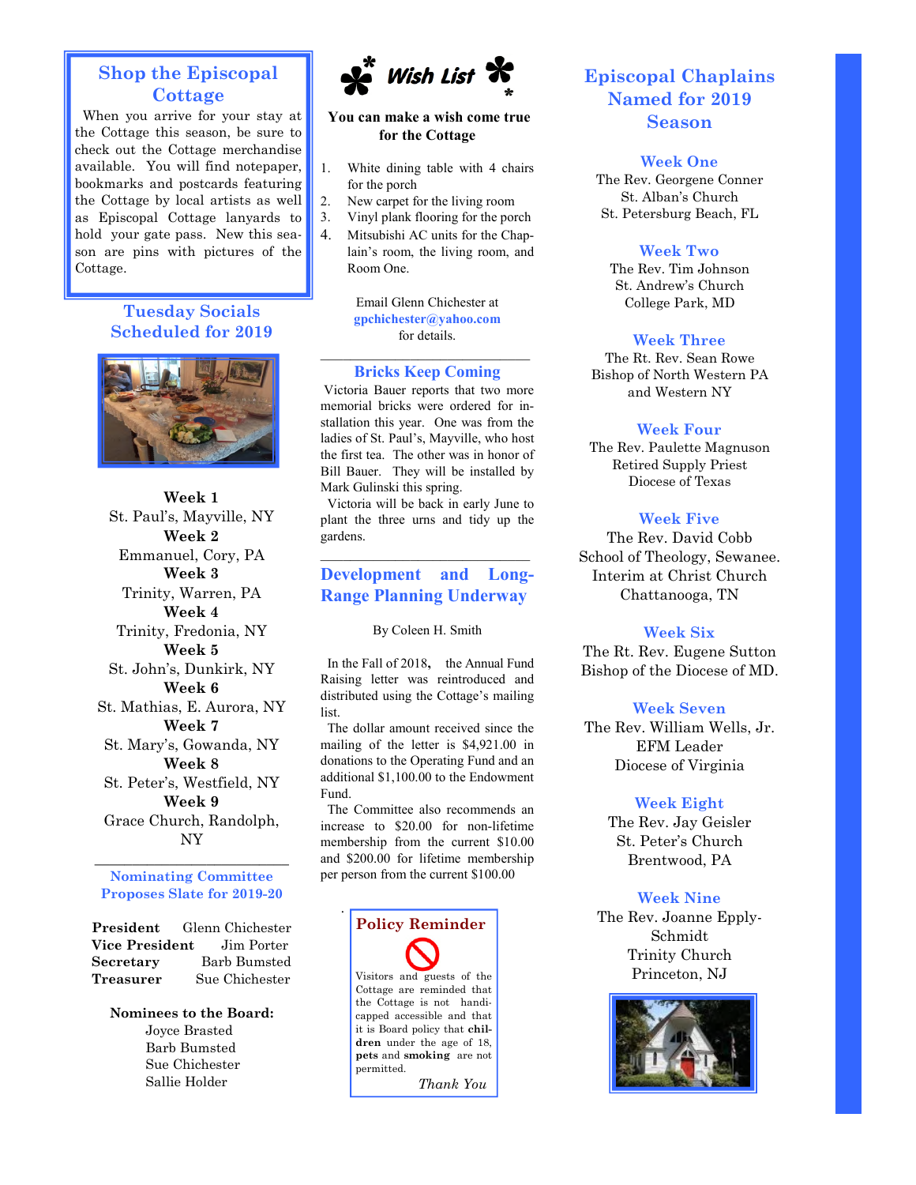## Shop the Episcopal Cottage

When you arrive for your stay at the Cottage this season, be sure to check out the Cottage merchandise available. You will find notepaper, bookmarks and postcards featuring the Cottage by local artists as well as Episcopal Cottage lanyards to hold your gate pass. New this season are pins with pictures of the Cottage.

## Tuesday Socials Scheduled for 2019

**Week 1**
St. Paul's, Mayville, NY
**Week 2**
Emmanuel, Cory, PA
**Week 3**
Trinity, Warren, PA
**Week 4**
Trinity, Fredonia, NY
**Week 5**
St. John's, Dunkirk, NY
**Week 6**
St. Mathias, E. Aurora, NY
**Week 7**
St. Mary's, Gowanda, NY
**Week 8**
St. Peter's, Westfield, NY
**Week 9**
Grace Church, Randolph, NY

---

## Nominating Committee Proposes Slate for 2019-20

**President** Glenn Chichester
**Vice President** Jim Porter
**Secretary** Barb Bumsted
**Treasurer** Sue Chichester

**Nominees to the Board:**
Joyce Brasted
Barb Bumsted
Sue Chichester
Sallie Holder

## Wish List

**You can make a wish come true for the Cottage**

1. White dining table with 4 chairs for the porch
2. New carpet for the living room
3. Vinyl plank flooring for the porch
4. Mitsubishi AC units for the Chaplain's room, the living room, and Room One.

Email Glenn Chichester at
gpchichester@yahoo.com
for details.

---

## Bricks Keep Coming

Victoria Bauer reports that two more memorial bricks were ordered for installation this year. One was from the ladies of St. Paul's, Mayville, who host the first tea. The other was in honor of Bill Bauer. They will be installed by Mark Gulinski this spring.

Victoria will be back in early June to plant the three urns and tidy up the gardens.

---

## Development and Long-Range Planning Underway

By Coleen H. Smith

In the Fall of 2018, the Annual Fund Raising letter was reintroduced and distributed using the Cottage's mailing list.

The dollar amount received since the mailing of the letter is $4,921.00 in donations to the Operating Fund and an additional $1,100.00 to the Endowment Fund.

The Committee also recommends an increase to $20.00 for non-lifetime membership from the current $10.00 and $200.00 for lifetime membership per person from the current $100.00

### Policy Reminder

Visitors and guests of the Cottage are reminded that the Cottage is not handicapped accessible and that it is Board policy that **children** under the age of 18, **pets** and **smoking** are not permitted.

*Thank You*

## Episcopal Chaplains Named for 2019 Season

**Week One**
The Rev. Georgene Conner
St. Alban's Church
St. Petersburg Beach, FL

**Week Two**
The Rev. Tim Johnson
St. Andrew's Church
College Park, MD

**Week Three**
The Rt. Rev. Sean Rowe
Bishop of North Western PA
and Western NY

**Week Four**
The Rev. Paulette Magnuson
Retired Supply Priest
Diocese of Texas

**Week Five**
The Rev. David Cobb
School of Theology, Sewanee.
Interim at Christ Church
Chattanooga, TN

**Week Six**
The Rt. Rev. Eugene Sutton
Bishop of the Diocese of MD.

**Week Seven**
The Rev. William Wells, Jr.
EFM Leader
Diocese of Virginia

**Week Eight**
The Rev. Jay Geisler
St. Peter's Church
Brentwood, PA

**Week Nine**
The Rev. Joanne Epply-Schmidt
Trinity Church
Princeton, NJ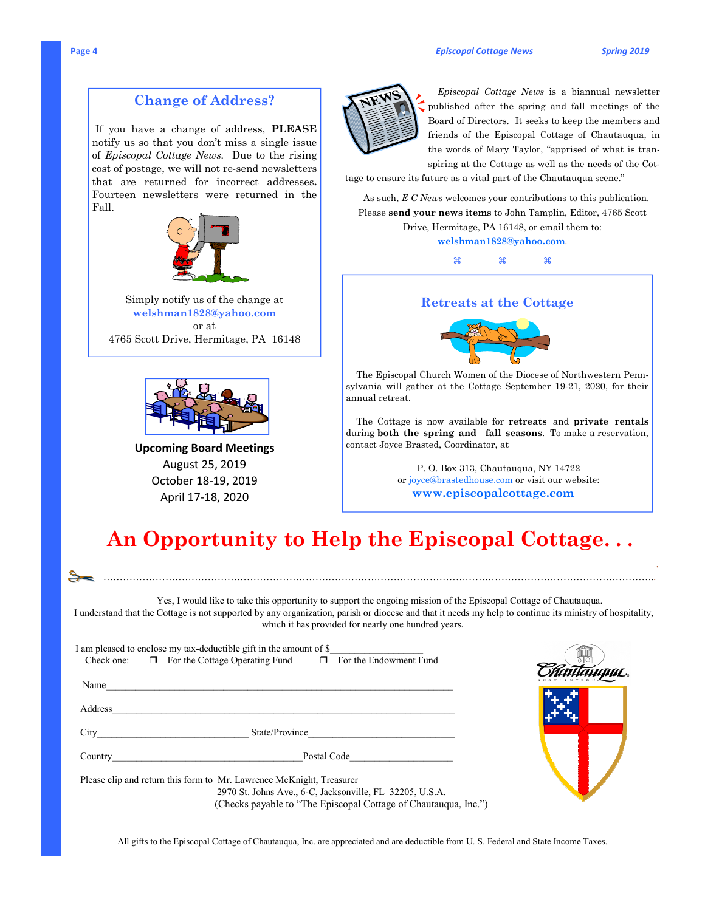## Change of Address?

If you have a change of address, **PLEASE** notify us so that you don't miss a single issue of *Episcopal Cottage News*. Due to the rising cost of postage, we will not re-send newsletters that are returned for incorrect addresses**.** Fourteen newsletters were returned in the Fall.

Simply notify us of the change at
**welshman1828@yahoo.com**
or at
4765 Scott Drive, Hermitage, PA 16148

**Upcoming Board Meetings**
August 25, 2019
October 18-19, 2019
April 17-18, 2020

*Episcopal Cottage News* is a biannual newsletter published after the spring and fall meetings of the Board of Directors. It seeks to keep the members and friends of the Episcopal Cottage of Chautauqua, in the words of Mary Taylor, "apprised of what is transpiring at the Cottage as well as the needs of the Cottage to ensure its future as a vital part of the Chautauqua scene."

As such, *E C News* welcomes your contributions to this publication. Please **send your news items** to John Tamplin, Editor, 4765 Scott Drive, Hermitage, PA 16148, or email them to: **welshman1828@yahoo.com**.

⌘ ⌘ ⌘

## Retreats at the Cottage

The Episcopal Church Women of the Diocese of Northwestern Pennsylvania will gather at the Cottage September 19-21, 2020, for their annual retreat.

The Cottage is now available for **retreats** and **private rentals** during **both the spring and fall seasons**. To make a reservation, contact Joyce Brasted, Coordinator, at

P. O. Box 313, Chautauqua, NY 14722
or joyce@brastedhouse.com or visit our website:
**www.episcopalcottage.com**

# An Opportunity to Help the Episcopal Cottage. . .

Yes, I would like to take this opportunity to support the ongoing mission of the Episcopal Cottage of Chautauqua. I understand that the Cottage is not supported by any organization, parish or diocese and that it needs my help to continue its ministry of hospitality, which it has provided for nearly one hundred years.

I am pleased to enclose my tax-deductible gift in the amount of $__________________
Check one: ❒ For the Cottage Operating Fund ❒ For the Endowment Fund

Name______________________________________________________________________

Address____________________________________________________________________

City______________________________ State/Province______________________________

Country_____________________________________ Postal Code____________________

Please clip and return this form to Mr. Lawrence McKnight, Treasurer
2970 St. Johns Ave., 6-C, Jacksonville, FL 32205, U.S.A.
(Checks payable to "The Episcopal Cottage of Chautauqua, Inc.")

All gifts to the Episcopal Cottage of Chautauqua, Inc. are appreciated and are deductible from U. S. Federal and State Income Taxes.